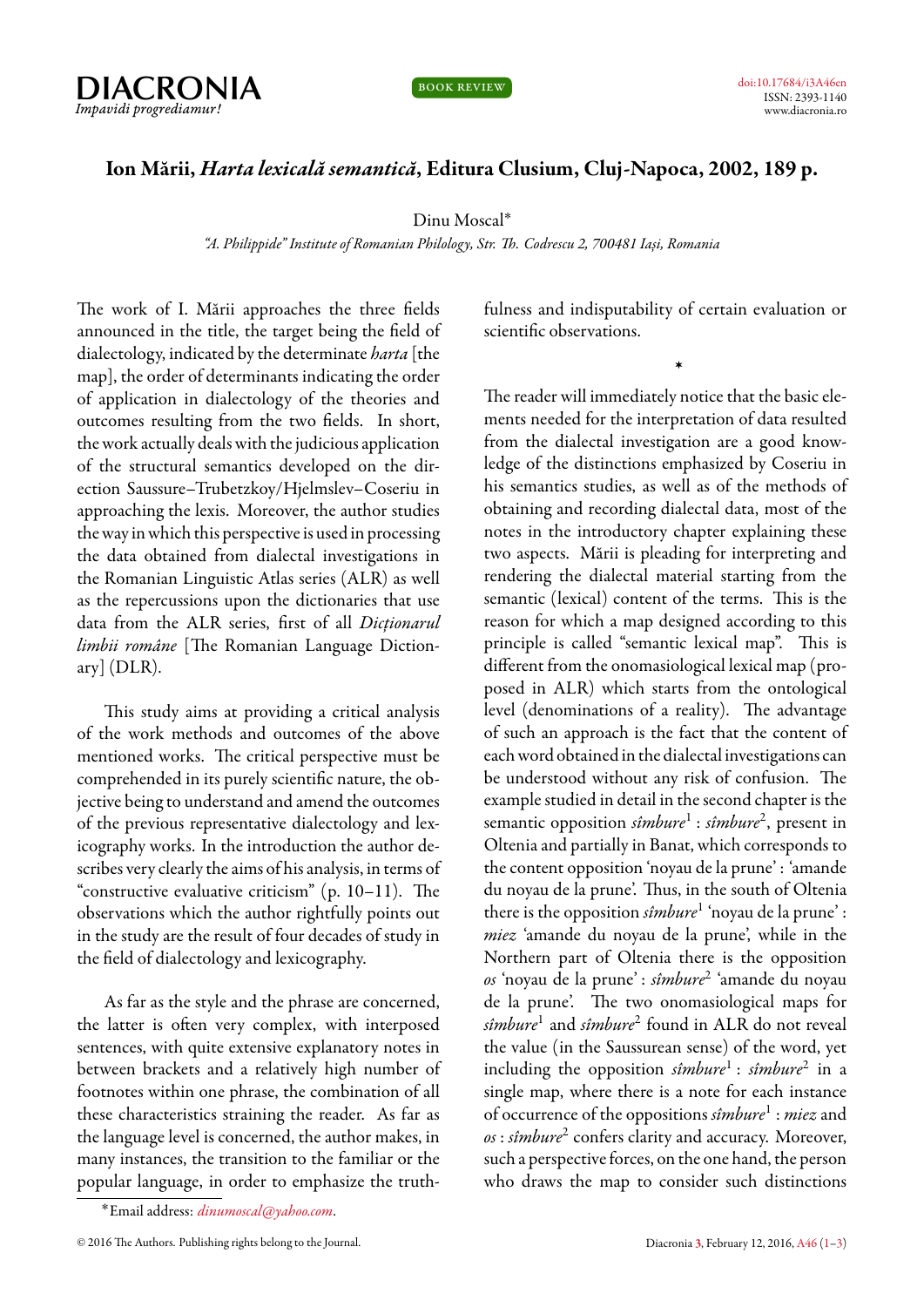BOOK REVIEW

# Ion Mării, *Harta lexicală semantică*, Editura Clusium, Cluj-Napoca, 2002, 189 p.

Dinu Moscal*

*"A. Philippide" Institute of Romanian Philology, Str. Th. Codrescu 2, 700481 Iași, Romania*

The work of I. Mării approaches the three fields announced in the title, the target being the field of dialectology, indicated by the determinate *harta* [the map], the order of determinants indicating the order of application in dialectology of the theories and outcomes resulting from the two fields. In short, the work actually deals with the judicious application of the structural semantics developed on the direction Saussure–Trubetzkoy/Hjelmslev–Coseriu in approaching the lexis. Moreover, the author studies the way in which this perspective is used in processing the data obtained from dialectal investigations in the Romanian Linguistic Atlas series (ALR) as well as the repercussions upon the dictionaries that use data from the ALR series, first of all *Dicționarul limbii române* [The Romanian Language Dictionary] (DLR).

This study aims at providing a critical analysis of the work methods and outcomes of the above mentioned works. The critical perspective must be comprehended in its purely scientific nature, the objective being to understand and amend the outcomes of the previous representative dialectology and lexicography works. In the introduction the author describes very clearly the aims of his analysis, in terms of "constructive evaluative criticism" (p. 10–11). The observations which the author rightfully points out in the study are the result of four decades of study in the field of dialectology and lexicography.

As far as the style and the phrase are concerned, the latter is often very complex, with interposed sentences, with quite extensive explanatory notes in between brackets and a relatively high number of footnotes within one phrase, the combination of all these characteristics straining the reader. As far as the language level is concerned, the author makes, in many instances, the transition to the familiar or the popular language, in order to emphasize the truthfulness and indisputability of certain evaluation or scientific observations.

*

The reader will immediately notice that the basic elements needed for the interpretation of data resulted from the dialectal investigation are a good knowledge of the distinctions emphasized by Coseriu in his semantics studies, as well as of the methods of obtaining and recording dialectal data, most of the notes in the introductory chapter explaining these two aspects. Mării is pleading for interpreting and rendering the dialectal material starting from the semantic (lexical) content of the terms. This is the reason for which a map designed according to this principle is called "semantic lexical map". This is different from the onomasiological lexical map (proposed in ALR) which starts from the ontological level (denominations of a reality). The advantage of such an approach is the fact that the content of each word obtained in the dialectal investigations can be understood without any risk of confusion. The example studied in detail in the second chapter is the semantic opposition *sîmbure*[1] : *sîmbure*[2], present in Oltenia and partially in Banat, which corresponds to the content opposition 'noyau de la prune' : 'amande du noyau de la prune'. Thus, in the south of Oltenia there is the opposition *sîmbure*[1] 'noyau de la prune' : *miez* 'amande du noyau de la prune', while in the Northern part of Oltenia there is the opposition *os* 'noyau de la prune' : *sîmbure*[2] 'amande du noyau de la prune'. The two onomasiological maps for *sîmbure*[1] and *sîmbure*[2] found in ALR do not reveal the value (in the Saussurean sense) of the word, yet including the opposition *sîmbure*[1] : *sîmbure*[2] in a single map, where there is a note for each instance of occurrence of the oppositions *sîmbure*[1] : *miez* and *os* : *sîmbure*[2] confers clarity and accuracy. Moreover, such a perspective forces, on the one hand, the person who draws the map to consider such distinctions

*Email address: *dinumoscal@yahoo.com*.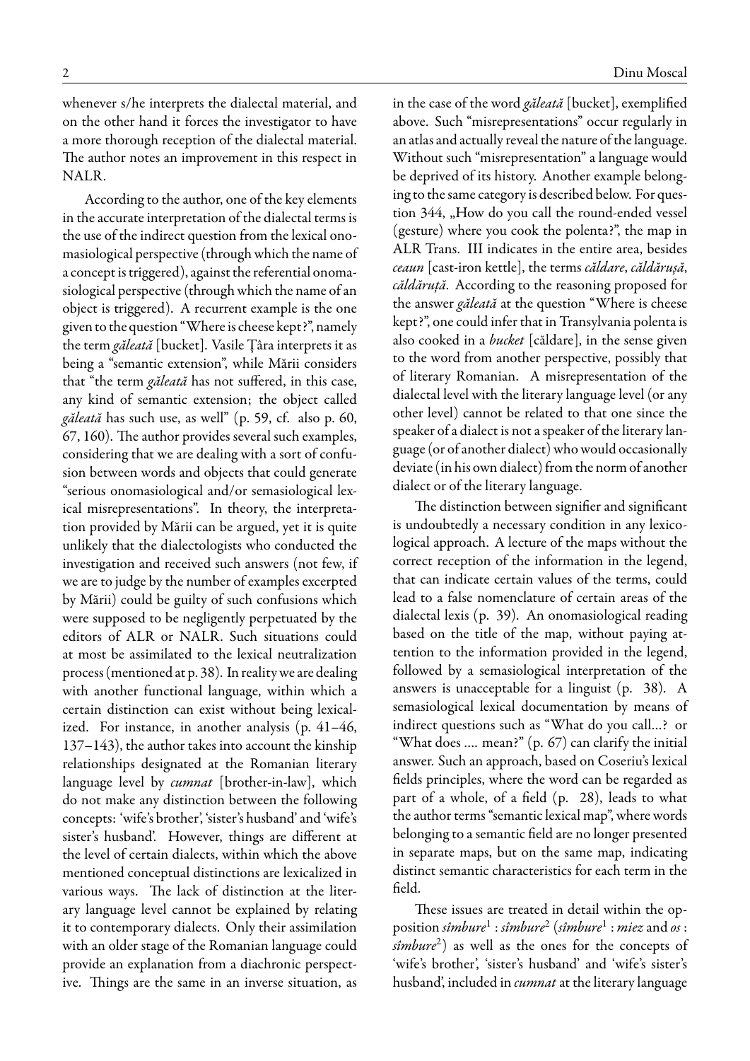whenever s/he interprets the dialectal material, and on the other hand it forces the investigator to have a more thorough reception of the dialectal material. The author notes an improvement in this respect in NALR.

According to the author, one of the key elements in the accurate interpretation of the dialectal terms is the use of the indirect question from the lexical onomasiological perspective (through which the name of a concept is triggered), against the referential onomasiological perspective (through which the name of an object is triggered). A recurrent example is the one given to the question "Where is cheese kept?", namely the term *găleată* [bucket]. Vasile Țâra interprets it as being a "semantic extension", while Mării considers that "the term *găleată* has not suffered, in this case, any kind of semantic extension; the object called *găleată* has such use, as well" (p. 59, cf. also p. 60, 67, 160). The author provides several such examples, considering that we are dealing with a sort of confusion between words and objects that could generate "serious onomasiological and/or semasiological lexical misrepresentations". In theory, the interpretation provided by Mării can be argued, yet it is quite unlikely that the dialectologists who conducted the investigation and received such answers (not few, if we are to judge by the number of examples excerpted by Mării) could be guilty of such confusions which were supposed to be negligently perpetuated by the editors of ALR or NALR. Such situations could at most be assimilated to the lexical neutralization process (mentioned at p. 38). In reality we are dealing with another functional language, within which a certain distinction can exist without being lexicalized. For instance, in another analysis (p. 41–46, 137–143), the author takes into account the kinship relationships designated at the Romanian literary language level by *cumnat* [brother-in-law], which do not make any distinction between the following concepts: 'wife's brother', 'sister's husband' and 'wife's sister's husband'. However, things are different at the level of certain dialects, within which the above mentioned conceptual distinctions are lexicalized in various ways. The lack of distinction at the literary language level cannot be explained by relating it to contemporary dialects. Only their assimilation with an older stage of the Romanian language could provide an explanation from a diachronic perspective. Things are the same in an inverse situation, as in the case of the word *găleată* [bucket], exemplified above. Such "misrepresentations" occur regularly in an atlas and actually reveal the nature of the language. Without such "misrepresentation" a language would be deprived of its history. Another example belonging to the same category is described below. For question 344, „How do you call the round-ended vessel (gesture) where you cook the polenta?", the map in ALR Trans. III indicates in the entire area, besides *ceaun* [cast-iron kettle], the terms *căldare*, *căldărușă*, *căldăruță*. According to the reasoning proposed for the answer *găleată* at the question "Where is cheese kept?", one could infer that in Transylvania polenta is also cooked in a *bucket* [căldare], in the sense given to the word from another perspective, possibly that of literary Romanian. A misrepresentation of the dialectal level with the literary language level (or any other level) cannot be related to that one since the speaker of a dialect is not a speaker of the literary language (or of another dialect) who would occasionally deviate (in his own dialect) from the norm of another dialect or of the literary language.

The distinction between signifier and significant is undoubtedly a necessary condition in any lexicological approach. A lecture of the maps without the correct reception of the information in the legend, that can indicate certain values of the terms, could lead to a false nomenclature of certain areas of the dialectal lexis (p. 39). An onomasiological reading based on the title of the map, without paying attention to the information provided in the legend, followed by a semasiological interpretation of the answers is unacceptable for a linguist (p. 38). A semasiological lexical documentation by means of indirect questions such as "What do you call...? or "What does .... mean?" (p. 67) can clarify the initial answer. Such an approach, based on Coseriu's lexical fields principles, where the word can be regarded as part of a whole, of a field (p. 28), leads to what the author terms "semantic lexical map", where words belonging to a semantic field are no longer presented in separate maps, but on the same map, indicating distinct semantic characteristics for each term in the field.

These issues are treated in detail within the opposition *sîmbure*[1] : *sîmbure*[2] (*sîmbure*[1] : *miez* and *os* : *sîmbure*[2]) as well as the ones for the concepts of 'wife's brother', 'sister's husband' and 'wife's sister's husband', included in *cumnat* at the literary language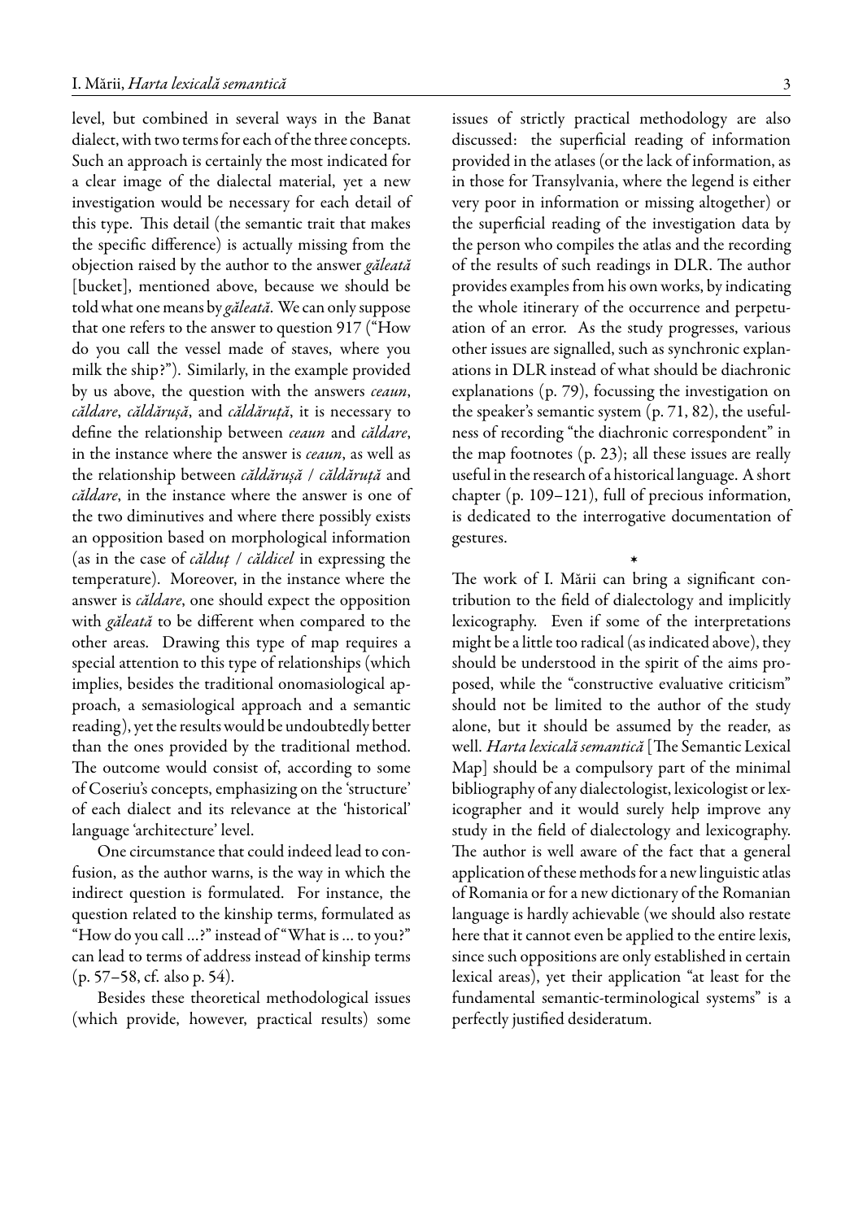level, but combined in several ways in the Banat dialect, with two terms for each of the three concepts. Such an approach is certainly the most indicated for a clear image of the dialectal material, yet a new investigation would be necessary for each detail of this type. This detail (the semantic trait that makes the specific difference) is actually missing from the objection raised by the author to the answer *găleată* [bucket], mentioned above, because we should be told what one means by *găleată*. We can only suppose that one refers to the answer to question 917 ("How do you call the vessel made of staves, where you milk the ship?"). Similarly, in the example provided by us above, the question with the answers *ceaun*, *căldare*, *căldărușă*, and *căldăruță*, it is necessary to define the relationship between *ceaun* and *căldare*, in the instance where the answer is *ceaun*, as well as the relationship between *căldărușă* / *căldăruță* and *căldare*, in the instance where the answer is one of the two diminutives and where there possibly exists an opposition based on morphological information (as in the case of *călduț* / *căldicel* in expressing the temperature). Moreover, in the instance where the answer is *căldare*, one should expect the opposition with *găleată* to be different when compared to the other areas. Drawing this type of map requires a special attention to this type of relationships (which implies, besides the traditional onomasiological approach, a semasiological approach and a semantic reading), yet the results would be undoubtedly better than the ones provided by the traditional method. The outcome would consist of, according to some of Coseriu's concepts, emphasizing on the 'structure' of each dialect and its relevance at the 'historical' language 'architecture' level.

One circumstance that could indeed lead to confusion, as the author warns, is the way in which the indirect question is formulated. For instance, the question related to the kinship terms, formulated as "How do you call ...?" instead of "What is ... to you?" can lead to terms of address instead of kinship terms (p. 57–58, cf. also p. 54).

Besides these theoretical methodological issues (which provide, however, practical results) some issues of strictly practical methodology are also discussed: the superficial reading of information provided in the atlases (or the lack of information, as in those for Transylvania, where the legend is either very poor in information or missing altogether) or the superficial reading of the investigation data by the person who compiles the atlas and the recording of the results of such readings in DLR. The author provides examples from his own works, by indicating the whole itinerary of the occurrence and perpetuation of an error. As the study progresses, various other issues are signalled, such as synchronic explanations in DLR instead of what should be diachronic explanations (p. 79), focussing the investigation on the speaker's semantic system (p. 71, 82), the usefulness of recording "the diachronic correspondent" in the map footnotes (p. 23); all these issues are really useful in the research of a historical language. A short chapter (p. 109–121), full of precious information, is dedicated to the interrogative documentation of gestures.

*

The work of I. Mării can bring a significant contribution to the field of dialectology and implicitly lexicography. Even if some of the interpretations might be a little too radical (as indicated above), they should be understood in the spirit of the aims proposed, while the "constructive evaluative criticism" should not be limited to the author of the study alone, but it should be assumed by the reader, as well. *Harta lexicală semantică* [The Semantic Lexical Map] should be a compulsory part of the minimal bibliography of any dialectologist, lexicologist or lexicographer and it would surely help improve any study in the field of dialectology and lexicography. The author is well aware of the fact that a general application of these methods for a new linguistic atlas of Romania or for a new dictionary of the Romanian language is hardly achievable (we should also restate here that it cannot even be applied to the entire lexis, since such oppositions are only established in certain lexical areas), yet their application "at least for the fundamental semantic-terminological systems" is a perfectly justified desideratum.